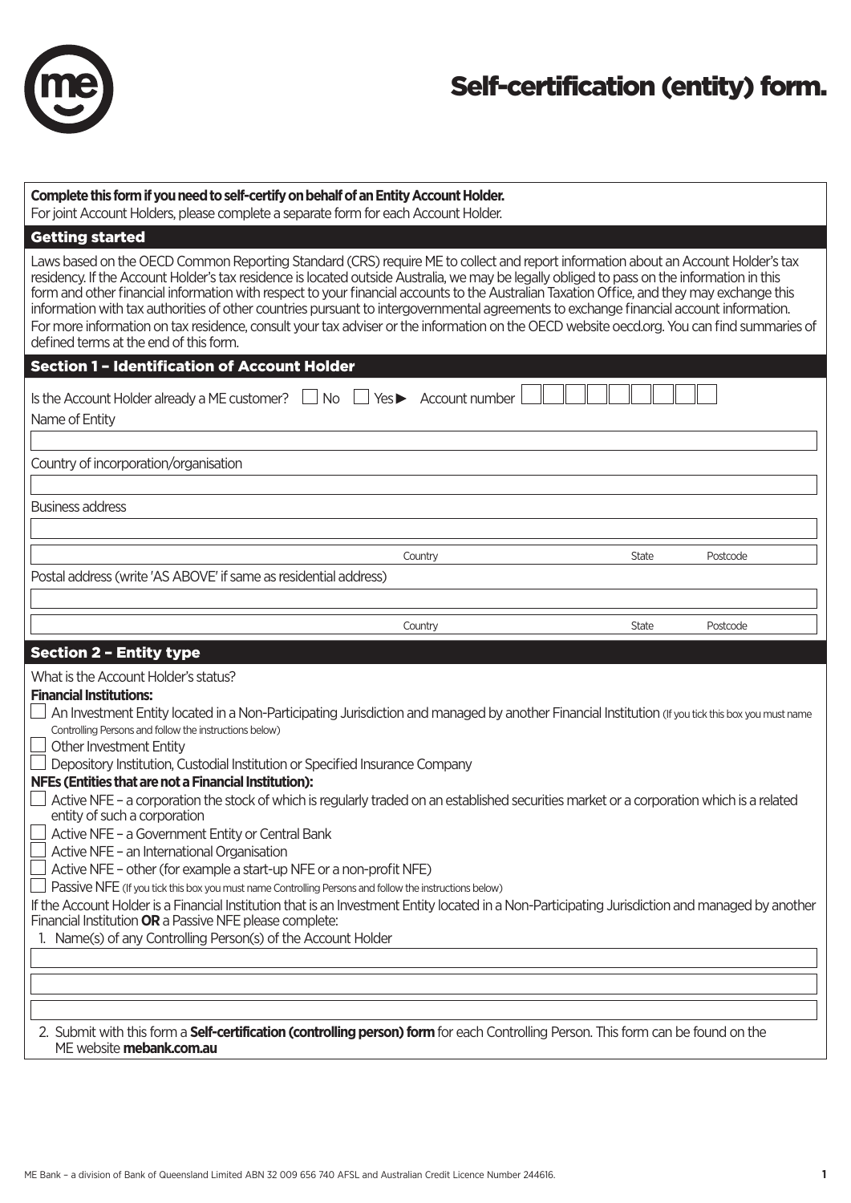# Self-certification (entity) form.

**Complete this form if you need to self-certify on behalf of an Entity Account Holder.**
For joint Account Holders, please complete a separate form for each Account Holder.

## Getting started

Laws based on the OECD Common Reporting Standard (CRS) require ME to collect and report information about an Account Holder's tax residency. If the Account Holder's tax residence is located outside Australia, we may be legally obliged to pass on the information in this form and other financial information with respect to your financial accounts to the Australian Taxation Office, and they may exchange this information with tax authorities of other countries pursuant to intergovernmental agreements to exchange financial account information. For more information on tax residence, consult your tax adviser or the information on the OECD website oecd.org. You can find summaries of defined terms at the end of this form.

## Section 1 – Identification of Account Holder

Is the Account Holder already a ME customer? ☐ No ☐ Yes ▶ Account number ☐☐☐☐☐☐☐☐☐

Name of Entity

Country of incorporation/organisation

Business address

Country State Postcode

Postal address (write 'AS ABOVE' if same as residential address)

Country State Postcode

## Section 2 – Entity type

What is the Account Holder's status?

**Financial Institutions:**

- ☐ An Investment Entity located in a Non-Participating Jurisdiction and managed by another Financial Institution (If you tick this box you must name Controlling Persons and follow the instructions below)
- ☐ Other Investment Entity
- ☐ Depository Institution, Custodial Institution or Specified Insurance Company

**NFEs (Entities that are not a Financial Institution):**

- ☐ Active NFE – a corporation the stock of which is regularly traded on an established securities market or a corporation which is a related entity of such a corporation
- ☐ Active NFE – a Government Entity or Central Bank
- ☐ Active NFE – an International Organisation
- ☐ Active NFE – other (for example a start-up NFE or a non-profit NFE)
- ☐ Passive NFE (If you tick this box you must name Controlling Persons and follow the instructions below)

If the Account Holder is a Financial Institution that is an Investment Entity located in a Non-Participating Jurisdiction and managed by another Financial Institution **OR** a Passive NFE please complete:

1. Name(s) of any Controlling Person(s) of the Account Holder
2. Submit with this form a **Self-certification (controlling person) form** for each Controlling Person. This form can be found on the ME website **mebank.com.au**

ME Bank – a division of Bank of Queensland Limited ABN 32 009 656 740 AFSL and Australian Credit Licence Number 244616.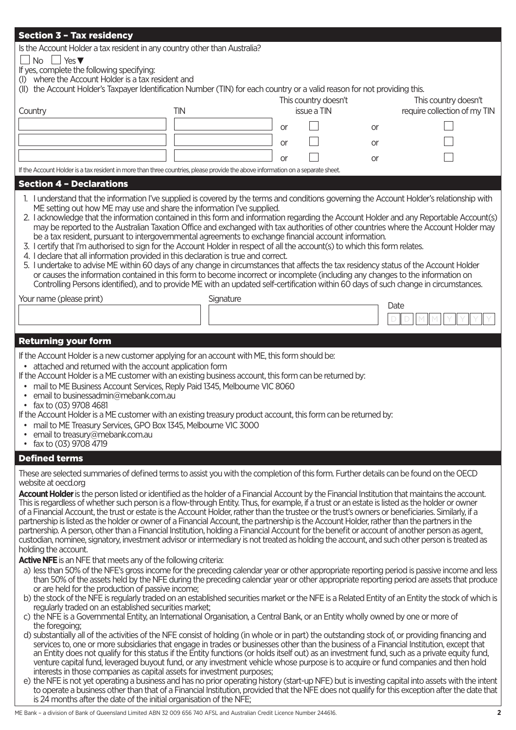## Section 3 – Tax residency

Is the Account Holder a tax resident in any country other than Australia?

☐ No ☐ Yes ▼

If yes, complete the following specifying:

(I) where the Account Holder is a tax resident and

(II) the Account Holder's Taxpayer Identification Number (TIN) for each country or a valid reason for not providing this.

| Country | TIN | | This country doesn't issue a TIN | | This country doesn't require collection of my TIN |
|---|---|---|---|---|---|
| | | or | ☐ | or | ☐ |
| | | or | ☐ | or | ☐ |
| | | or | ☐ | or | ☐ |

If the Account Holder is a tax resident in more than three countries, please provide the above information on a separate sheet.

## Section 4 – Declarations

1. I understand that the information I've supplied is covered by the terms and conditions governing the Account Holder's relationship with ME setting out how ME may use and share the information I've supplied.
2. I acknowledge that the information contained in this form and information regarding the Account Holder and any Reportable Account(s) may be reported to the Australian Taxation Office and exchanged with tax authorities of other countries where the Account Holder may be a tax resident, pursuant to intergovernmental agreements to exchange financial account information.
3. I certify that I'm authorised to sign for the Account Holder in respect of all the account(s) to which this form relates.
4. I declare that all information provided in this declaration is true and correct.
5. I undertake to advise ME within 60 days of any change in circumstances that affects the tax residency status of the Account Holder or causes the information contained in this form to become incorrect or incomplete (including any changes to the information on Controlling Persons identified), and to provide ME with an updated self-certification within 60 days of such change in circumstances.

| Your name (please print) | Signature | Date |
|---|---|---|
| | | D D M M Y Y Y Y |

## Returning your form

If the Account Holder is a new customer applying for an account with ME, this form should be:

- attached and returned with the account application form

If the Account Holder is a ME customer with an existing business account, this form can be returned by:

- mail to ME Business Account Services, Reply Paid 1345, Melbourne VIC 8060
- email to businessadmin@mebank.com.au
- fax to (03) 9708 4681

If the Account Holder is a ME customer with an existing treasury product account, this form can be returned by:

- mail to ME Treasury Services, GPO Box 1345, Melbourne VIC 3000
- email to treasury@mebank.com.au
- fax to (03) 9708 4719

## Defined terms

These are selected summaries of defined terms to assist you with the completion of this form. Further details can be found on the OECD website at oecd.org

**Account Holder** is the person listed or identified as the holder of a Financial Account by the Financial Institution that maintains the account. This is regardless of whether such person is a flow-through Entity. Thus, for example, if a trust or an estate is listed as the holder or owner of a Financial Account, the trust or estate is the Account Holder, rather than the trustee or the trust's owners or beneficiaries. Similarly, if a partnership is listed as the holder or owner of a Financial Account, the partnership is the Account Holder, rather than the partners in the partnership. A person, other than a Financial Institution, holding a Financial Account for the benefit or account of another person as agent, custodian, nominee, signatory, investment advisor or intermediary is not treated as holding the account, and such other person is treated as holding the account.

**Active NFE** is an NFE that meets any of the following criteria:

a) less than 50% of the NFE's gross income for the preceding calendar year or other appropriate reporting period is passive income and less than 50% of the assets held by the NFE during the preceding calendar year or other appropriate reporting period are assets that produce or are held for the production of passive income;

b) the stock of the NFE is regularly traded on an established securities market or the NFE is a Related Entity of an Entity the stock of which is regularly traded on an established securities market;

c) the NFE is a Governmental Entity, an International Organisation, a Central Bank, or an Entity wholly owned by one or more of the foregoing;

d) substantially all of the activities of the NFE consist of holding (in whole or in part) the outstanding stock of, or providing financing and services to, one or more subsidiaries that engage in trades or businesses other than the business of a Financial Institution, except that an Entity does not qualify for this status if the Entity functions (or holds itself out) as an investment fund, such as a private equity fund, venture capital fund, leveraged buyout fund, or any investment vehicle whose purpose is to acquire or fund companies and then hold interests in those companies as capital assets for investment purposes;

e) the NFE is not yet operating a business and has no prior operating history (start-up NFE) but is investing capital into assets with the intent to operate a business other than that of a Financial Institution, provided that the NFE does not qualify for this exception after the date that is 24 months after the date of the initial organisation of the NFE;

ME Bank – a division of Bank of Queensland Limited ABN 32 009 656 740 AFSL and Australian Credit Licence Number 244616.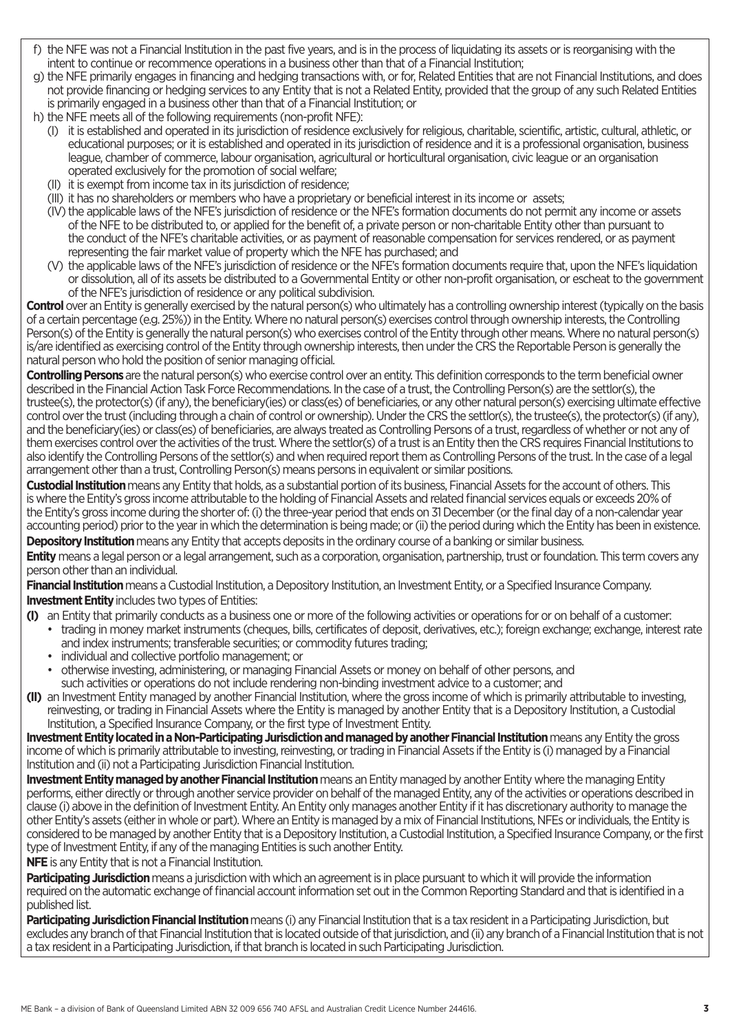f) the NFE was not a Financial Institution in the past five years, and is in the process of liquidating its assets or is reorganising with the intent to continue or recommence operations in a business other than that of a Financial Institution;

g) the NFE primarily engages in financing and hedging transactions with, or for, Related Entities that are not Financial Institutions, and does not provide financing or hedging services to any Entity that is not a Related Entity, provided that the group of any such Related Entities is primarily engaged in a business other than that of a Financial Institution; or

h) the NFE meets all of the following requirements (non-profit NFE):

(I) it is established and operated in its jurisdiction of residence exclusively for religious, charitable, scientific, artistic, cultural, athletic, or educational purposes; or it is established and operated in its jurisdiction of residence and it is a professional organisation, business league, chamber of commerce, labour organisation, agricultural or horticultural organisation, civic league or an organisation operated exclusively for the promotion of social welfare;

(II) it is exempt from income tax in its jurisdiction of residence;

(III) it has no shareholders or members who have a proprietary or beneficial interest in its income or assets;

(IV) the applicable laws of the NFE's jurisdiction of residence or the NFE's formation documents do not permit any income or assets of the NFE to be distributed to, or applied for the benefit of, a private person or non-charitable Entity other than pursuant to the conduct of the NFE's charitable activities, or as payment of reasonable compensation for services rendered, or as payment representing the fair market value of property which the NFE has purchased; and

(V) the applicable laws of the NFE's jurisdiction of residence or the NFE's formation documents require that, upon the NFE's liquidation or dissolution, all of its assets be distributed to a Governmental Entity or other non-profit organisation, or escheat to the government of the NFE's jurisdiction of residence or any political subdivision.

**Control** over an Entity is generally exercised by the natural person(s) who ultimately has a controlling ownership interest (typically on the basis of a certain percentage (e.g. 25%)) in the Entity. Where no natural person(s) exercises control through ownership interests, the Controlling Person(s) of the Entity is generally the natural person(s) who exercises control of the Entity through other means. Where no natural person(s) is/are identified as exercising control of the Entity through ownership interests, then under the CRS the Reportable Person is generally the natural person who hold the position of senior managing official.

**Controlling Persons** are the natural person(s) who exercise control over an entity. This definition corresponds to the term beneficial owner described in the Financial Action Task Force Recommendations. In the case of a trust, the Controlling Person(s) are the settlor(s), the trustee(s), the protector(s) (if any), the beneficiary(ies) or class(es) of beneficiaries, or any other natural person(s) exercising ultimate effective control over the trust (including through a chain of control or ownership). Under the CRS the settlor(s), the trustee(s), the protector(s) (if any), and the beneficiary(ies) or class(es) of beneficiaries, are always treated as Controlling Persons of a trust, regardless of whether or not any of them exercises control over the activities of the trust. Where the settlor(s) of a trust is an Entity then the CRS requires Financial Institutions to also identify the Controlling Persons of the settlor(s) and when required report them as Controlling Persons of the trust. In the case of a legal arrangement other than a trust, Controlling Person(s) means persons in equivalent or similar positions.

**Custodial Institution** means any Entity that holds, as a substantial portion of its business, Financial Assets for the account of others. This is where the Entity's gross income attributable to the holding of Financial Assets and related financial services equals or exceeds 20% of the Entity's gross income during the shorter of: (i) the three-year period that ends on 31 December (or the final day of a non-calendar year accounting period) prior to the year in which the determination is being made; or (ii) the period during which the Entity has been in existence.

**Depository Institution** means any Entity that accepts deposits in the ordinary course of a banking or similar business.

**Entity** means a legal person or a legal arrangement, such as a corporation, organisation, partnership, trust or foundation. This term covers any person other than an individual.

**Financial Institution** means a Custodial Institution, a Depository Institution, an Investment Entity, or a Specified Insurance Company.

**Investment Entity** includes two types of Entities:

**(I)** an Entity that primarily conducts as a business one or more of the following activities or operations for or on behalf of a customer:

- trading in money market instruments (cheques, bills, certificates of deposit, derivatives, etc.); foreign exchange; exchange, interest rate and index instruments; transferable securities; or commodity futures trading;
- individual and collective portfolio management; or
- otherwise investing, administering, or managing Financial Assets or money on behalf of other persons, and

such activities or operations do not include rendering non-binding investment advice to a customer; and

**(II)** an Investment Entity managed by another Financial Institution, where the gross income of which is primarily attributable to investing, reinvesting, or trading in Financial Assets where the Entity is managed by another Entity that is a Depository Institution, a Custodial Institution, a Specified Insurance Company, or the first type of Investment Entity.

**Investment Entity located in a Non-Participating Jurisdiction and managed by another Financial Institution** means any Entity the gross income of which is primarily attributable to investing, reinvesting, or trading in Financial Assets if the Entity is (i) managed by a Financial Institution and (ii) not a Participating Jurisdiction Financial Institution.

**Investment Entity managed by another Financial Institution** means an Entity managed by another Entity where the managing Entity performs, either directly or through another service provider on behalf of the managed Entity, any of the activities or operations described in clause (i) above in the definition of Investment Entity. An Entity only manages another Entity if it has discretionary authority to manage the other Entity's assets (either in whole or part). Where an Entity is managed by a mix of Financial Institutions, NFEs or individuals, the Entity is considered to be managed by another Entity that is a Depository Institution, a Custodial Institution, a Specified Insurance Company, or the first type of Investment Entity, if any of the managing Entities is such another Entity.

**NFE** is any Entity that is not a Financial Institution.

**Participating Jurisdiction** means a jurisdiction with which an agreement is in place pursuant to which it will provide the information required on the automatic exchange of financial account information set out in the Common Reporting Standard and that is identified in a published list.

**Participating Jurisdiction Financial Institution** means (i) any Financial Institution that is a tax resident in a Participating Jurisdiction, but excludes any branch of that Financial Institution that is located outside of that jurisdiction, and (ii) any branch of a Financial Institution that is not a tax resident in a Participating Jurisdiction, if that branch is located in such Participating Jurisdiction.

ME Bank – a division of Bank of Queensland Limited ABN 32 009 656 740 AFSL and Australian Credit Licence Number 244616.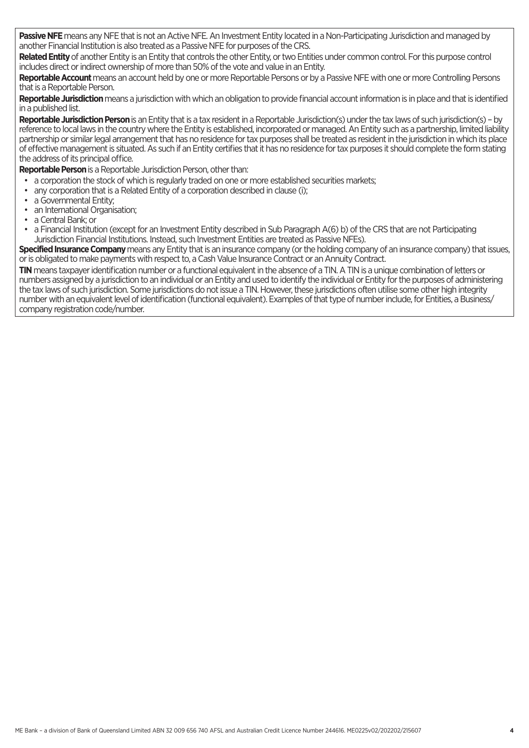**Passive NFE** means any NFE that is not an Active NFE. An Investment Entity located in a Non-Participating Jurisdiction and managed by another Financial Institution is also treated as a Passive NFE for purposes of the CRS.

**Related Entity** of another Entity is an Entity that controls the other Entity, or two Entities under common control. For this purpose control includes direct or indirect ownership of more than 50% of the vote and value in an Entity.

**Reportable Account** means an account held by one or more Reportable Persons or by a Passive NFE with one or more Controlling Persons that is a Reportable Person.

**Reportable Jurisdiction** means a jurisdiction with which an obligation to provide financial account information is in place and that is identified in a published list.

**Reportable Jurisdiction Person** is an Entity that is a tax resident in a Reportable Jurisdiction(s) under the tax laws of such jurisdiction(s) – by reference to local laws in the country where the Entity is established, incorporated or managed. An Entity such as a partnership, limited liability partnership or similar legal arrangement that has no residence for tax purposes shall be treated as resident in the jurisdiction in which its place of effective management is situated. As such if an Entity certifies that it has no residence for tax purposes it should complete the form stating the address of its principal office.

**Reportable Person** is a Reportable Jurisdiction Person, other than:

- a corporation the stock of which is regularly traded on one or more established securities markets;
- any corporation that is a Related Entity of a corporation described in clause (i);
- a Governmental Entity;
- an International Organisation;
- a Central Bank; or
- a Financial Institution (except for an Investment Entity described in Sub Paragraph A(6) b) of the CRS that are not Participating Jurisdiction Financial Institutions. Instead, such Investment Entities are treated as Passive NFEs).

**Specified Insurance Company** means any Entity that is an insurance company (or the holding company of an insurance company) that issues, or is obligated to make payments with respect to, a Cash Value Insurance Contract or an Annuity Contract.

**TIN** means taxpayer identification number or a functional equivalent in the absence of a TIN. A TIN is a unique combination of letters or numbers assigned by a jurisdiction to an individual or an Entity and used to identify the individual or Entity for the purposes of administering the tax laws of such jurisdiction. Some jurisdictions do not issue a TIN. However, these jurisdictions often utilise some other high integrity number with an equivalent level of identification (functional equivalent). Examples of that type of number include, for Entities, a Business/company registration code/number.

ME Bank – a division of Bank of Queensland Limited ABN 32 009 656 740 AFSL and Australian Credit Licence Number 244616. ME0225v02/202202/215607